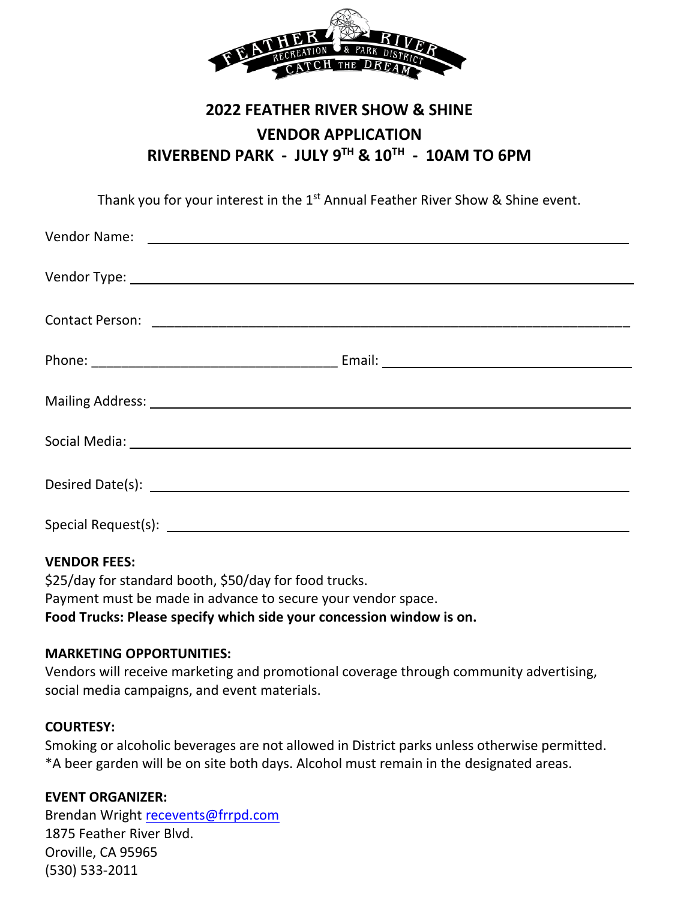# 2022 FEATHER RIVER SHOW & SHINE

## VENDOR APPLICATION

## RIVERBEND PARK - JULY 9TH & 10TH - 10AM TO 6PM

Thank you for your interest in the 1st Annual Feather River Show & Shine event.

Vendor Name: ______________________________

Vendor Type: ______________________________

Contact Person: ______________________________

Phone: ______________________________ Email: ______________________________

Mailing Address: ______________________________

Social Media: ______________________________

Desired Date(s): ______________________________

Special Request(s): ______________________________

**VENDOR FEES:**
$25/day for standard booth, $50/day for food trucks.
Payment must be made in advance to secure your vendor space.
**Food Trucks: Please specify which side your concession window is on.**

**MARKETING OPPORTUNITIES:**
Vendors will receive marketing and promotional coverage through community advertising, social media campaigns, and event materials.

**COURTESY:**
Smoking or alcoholic beverages are not allowed in District parks unless otherwise permitted.
*A beer garden will be on site both days. Alcohol must remain in the designated areas.

**EVENT ORGANIZER:**
Brendan Wright recevents@frrpd.com
1875 Feather River Blvd.
Oroville, CA 95965
(530) 533-2011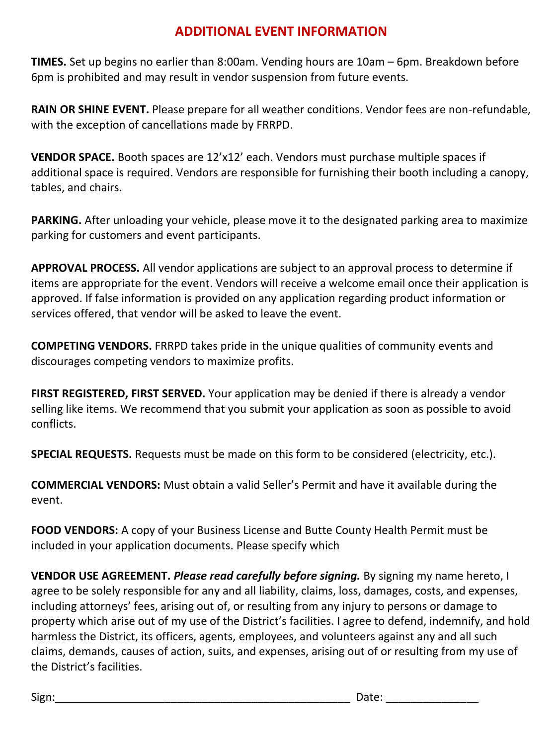# ADDITIONAL EVENT INFORMATION

**TIMES.** Set up begins no earlier than 8:00am. Vending hours are 10am – 6pm. Breakdown before 6pm is prohibited and may result in vendor suspension from future events.

**RAIN OR SHINE EVENT.** Please prepare for all weather conditions. Vendor fees are non-refundable, with the exception of cancellations made by FRRPD.

**VENDOR SPACE.** Booth spaces are 12'x12' each. Vendors must purchase multiple spaces if additional space is required. Vendors are responsible for furnishing their booth including a canopy, tables, and chairs.

**PARKING.** After unloading your vehicle, please move it to the designated parking area to maximize parking for customers and event participants.

**APPROVAL PROCESS.** All vendor applications are subject to an approval process to determine if items are appropriate for the event. Vendors will receive a welcome email once their application is approved. If false information is provided on any application regarding product information or services offered, that vendor will be asked to leave the event.

**COMPETING VENDORS.** FRRPD takes pride in the unique qualities of community events and discourages competing vendors to maximize profits.

**FIRST REGISTERED, FIRST SERVED.** Your application may be denied if there is already a vendor selling like items. We recommend that you submit your application as soon as possible to avoid conflicts.

**SPECIAL REQUESTS.** Requests must be made on this form to be considered (electricity, etc.).

**COMMERCIAL VENDORS:** Must obtain a valid Seller's Permit and have it available during the event.

**FOOD VENDORS:** A copy of your Business License and Butte County Health Permit must be included in your application documents. Please specify which

**VENDOR USE AGREEMENT.** ***Please read carefully before signing.*** By signing my name hereto, I agree to be solely responsible for any and all liability, claims, loss, damages, costs, and expenses, including attorneys' fees, arising out of, or resulting from any injury to persons or damage to property which arise out of my use of the District's facilities. I agree to defend, indemnify, and hold harmless the District, its officers, agents, employees, and volunteers against any and all such claims, demands, causes of action, suits, and expenses, arising out of or resulting from my use of the District's facilities.

Sign:________________________________________________ Date: ________________